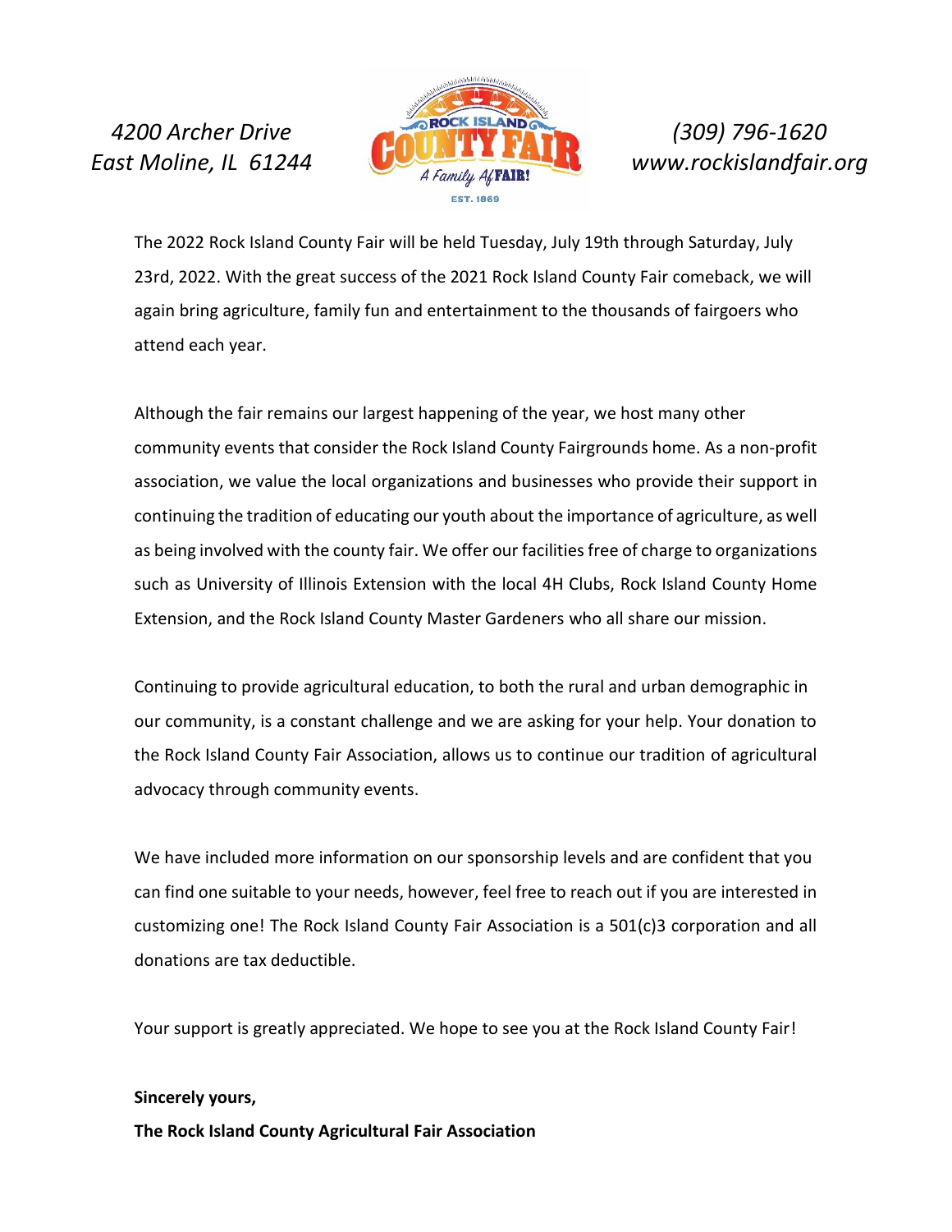*4200 Archer Drive*
*East Moline, IL 61244*

ROCK ISLAND COUNTY FAIR
A Family Af FAIR!
EST. 1869

*(309) 796-1620*
*www.rockislandfair.org*

The 2022 Rock Island County Fair will be held Tuesday, July 19th through Saturday, July 23rd, 2022. With the great success of the 2021 Rock Island County Fair comeback, we will again bring agriculture, family fun and entertainment to the thousands of fairgoers who attend each year.

Although the fair remains our largest happening of the year, we host many other community events that consider the Rock Island County Fairgrounds home. As a non-profit association, we value the local organizations and businesses who provide their support in continuing the tradition of educating our youth about the importance of agriculture, as well as being involved with the county fair. We offer our facilities free of charge to organizations such as University of Illinois Extension with the local 4H Clubs, Rock Island County Home Extension, and the Rock Island County Master Gardeners who all share our mission.

Continuing to provide agricultural education, to both the rural and urban demographic in our community, is a constant challenge and we are asking for your help. Your donation to the Rock Island County Fair Association, allows us to continue our tradition of agricultural advocacy through community events.

We have included more information on our sponsorship levels and are confident that you can find one suitable to your needs, however, feel free to reach out if you are interested in customizing one! The Rock Island County Fair Association is a 501(c)3 corporation and all donations are tax deductible.

Your support is greatly appreciated. We hope to see you at the Rock Island County Fair!

**Sincerely yours,**
**The Rock Island County Agricultural Fair Association**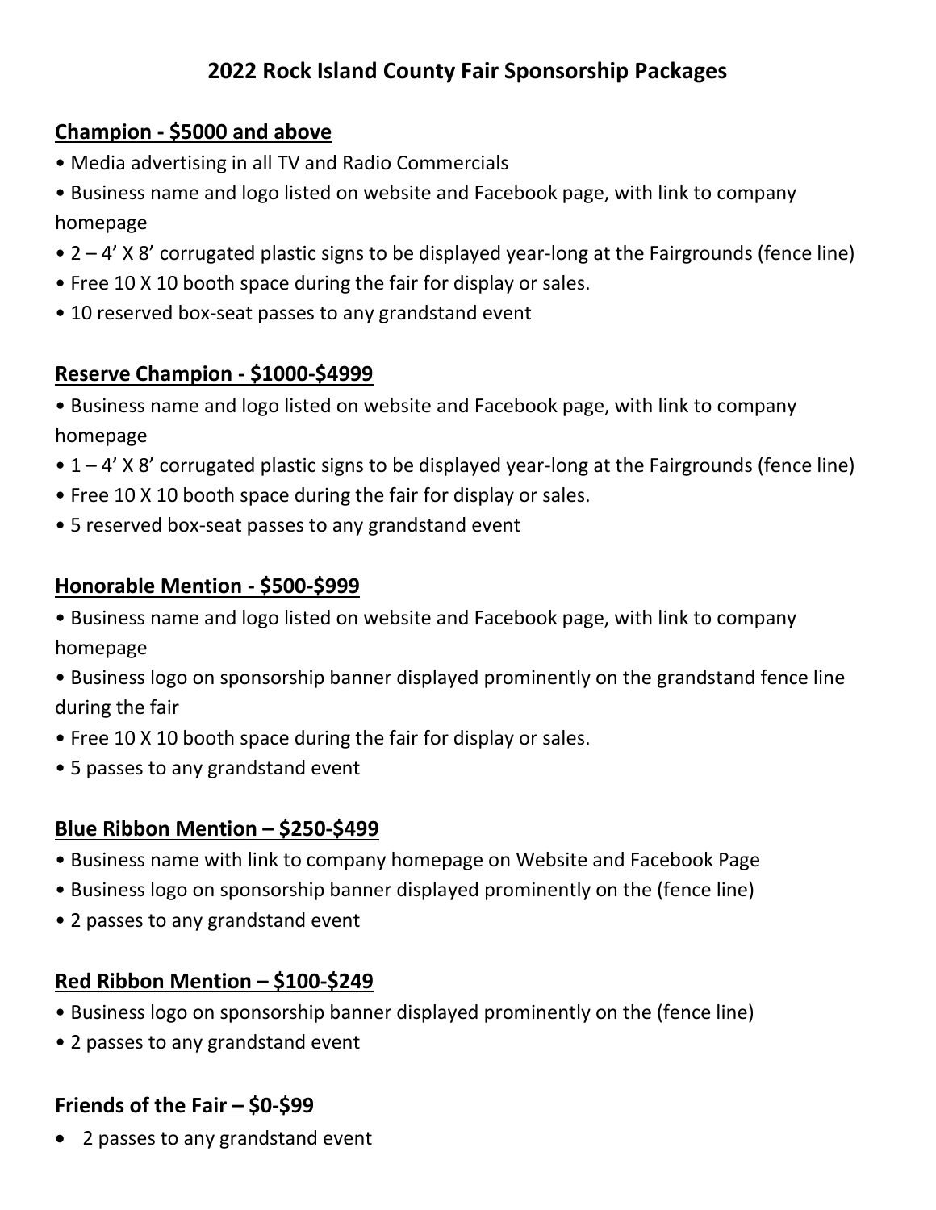# 2022 Rock Island County Fair Sponsorship Packages

## Champion - $5000 and above

- Media advertising in all TV and Radio Commercials
- Business name and logo listed on website and Facebook page, with link to company homepage
- 2 – 4' X 8' corrugated plastic signs to be displayed year-long at the Fairgrounds (fence line)
- Free 10 X 10 booth space during the fair for display or sales.
- 10 reserved box-seat passes to any grandstand event

## Reserve Champion - $1000-$4999

- Business name and logo listed on website and Facebook page, with link to company homepage
- 1 – 4' X 8' corrugated plastic signs to be displayed year-long at the Fairgrounds (fence line)
- Free 10 X 10 booth space during the fair for display or sales.
- 5 reserved box-seat passes to any grandstand event

## Honorable Mention - $500-$999

- Business name and logo listed on website and Facebook page, with link to company homepage
- Business logo on sponsorship banner displayed prominently on the grandstand fence line during the fair
- Free 10 X 10 booth space during the fair for display or sales.
- 5 passes to any grandstand event

## Blue Ribbon Mention – $250-$499

- Business name with link to company homepage on Website and Facebook Page
- Business logo on sponsorship banner displayed prominently on the (fence line)
- 2 passes to any grandstand event

## Red Ribbon Mention – $100-$249

- Business logo on sponsorship banner displayed prominently on the (fence line)
- 2 passes to any grandstand event

## Friends of the Fair – $0-$99

- 2 passes to any grandstand event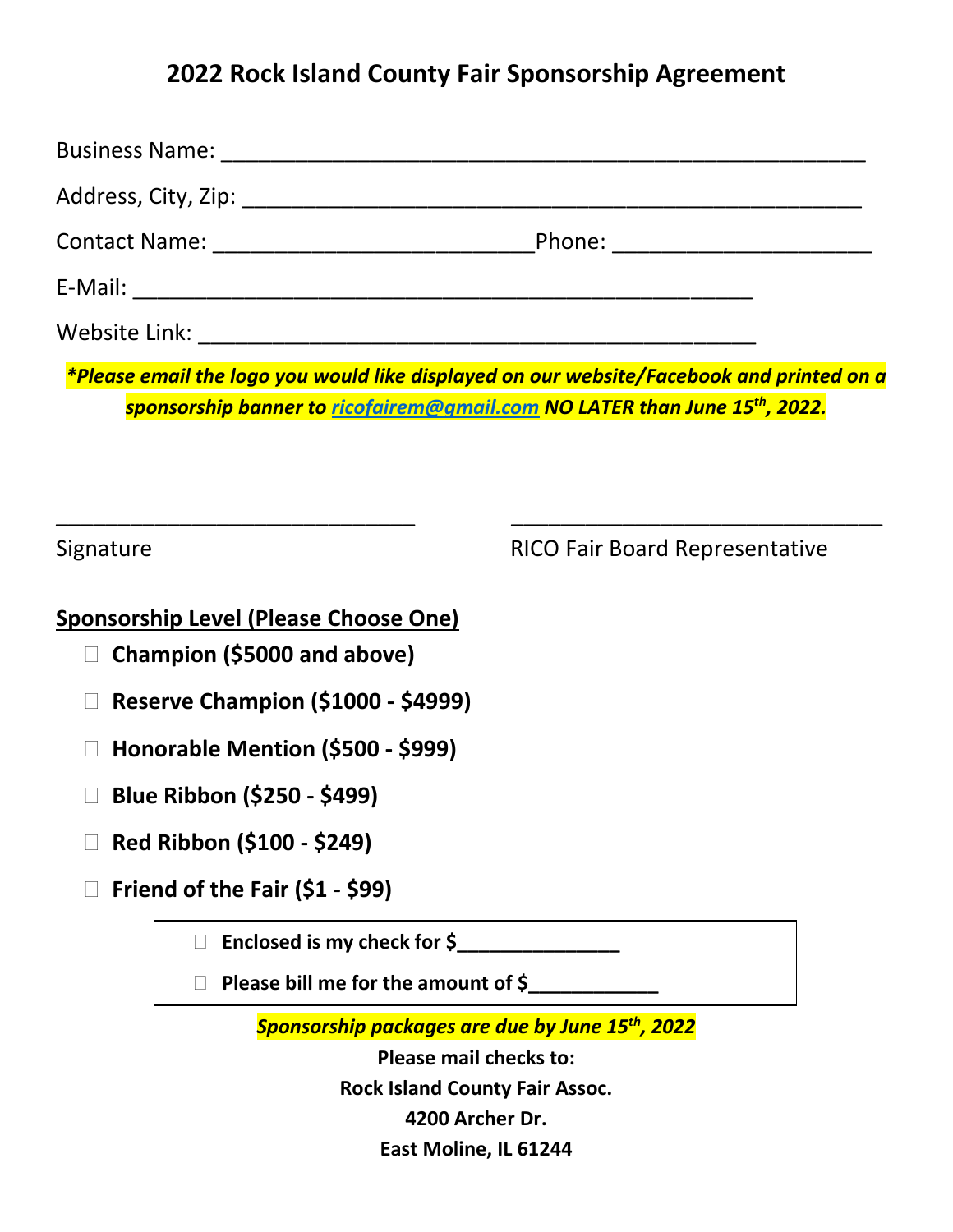# 2022 Rock Island County Fair Sponsorship Agreement

Business Name: ___________________________________________________

Address, City, Zip: _________________________________________________

Contact Name: __________________________Phone: _____________________

E-Mail: __________________________________________________

Website Link: _____________________________________________

***Please email the logo you would like displayed on our website/Facebook and printed on a sponsorship banner to ricofairem@gmail.com NO LATER than June 15th, 2022.***

_____________________________ _____________________________

Signature RICO Fair Board Representative

**Sponsorship Level (Please Choose One)**

- ☐ **Champion ($5000 and above)**
- ☐ **Reserve Champion ($1000 - $4999)**
- ☐ **Honorable Mention ($500 - $999)**
- ☐ **Blue Ribbon ($250 - $499)**
- ☐ **Red Ribbon ($100 - $249)**
- ☐ **Friend of the Fair ($1 - $99)**

- ☐ **Enclosed is my check for $_______________**
- ☐ **Please bill me for the amount of $____________**

***Sponsorship packages are due by June 15th, 2022***

**Please mail checks to:**
**Rock Island County Fair Assoc.**
**4200 Archer Dr.**
**East Moline, IL 61244**